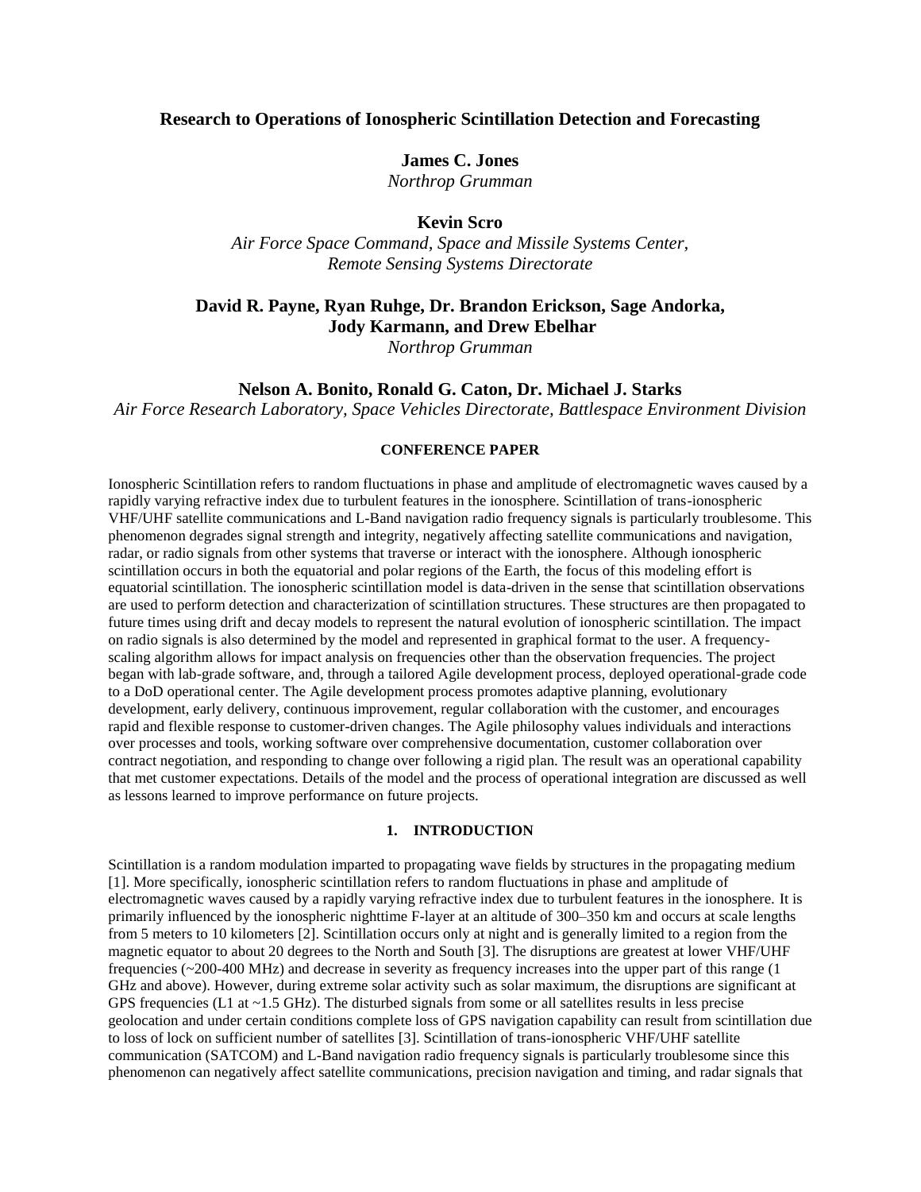# Research to Operations of Ionospheric Scintillation Detection and Forecasting

**James C. Jones**
*Northrop Grumman*

**Kevin Scro**
*Air Force Space Command, Space and Missile Systems Center, Remote Sensing Systems Directorate*

**David R. Payne, Ryan Ruhge, Dr. Brandon Erickson, Sage Andorka, Jody Karmann, and Drew Ebelhar**
*Northrop Grumman*

**Nelson A. Bonito, Ronald G. Caton, Dr. Michael J. Starks**
*Air Force Research Laboratory, Space Vehicles Directorate, Battlespace Environment Division*

**CONFERENCE PAPER**

Ionospheric Scintillation refers to random fluctuations in phase and amplitude of electromagnetic waves caused by a rapidly varying refractive index due to turbulent features in the ionosphere. Scintillation of trans-ionospheric VHF/UHF satellite communications and L-Band navigation radio frequency signals is particularly troublesome. This phenomenon degrades signal strength and integrity, negatively affecting satellite communications and navigation, radar, or radio signals from other systems that traverse or interact with the ionosphere. Although ionospheric scintillation occurs in both the equatorial and polar regions of the Earth, the focus of this modeling effort is equatorial scintillation. The ionospheric scintillation model is data-driven in the sense that scintillation observations are used to perform detection and characterization of scintillation structures. These structures are then propagated to future times using drift and decay models to represent the natural evolution of ionospheric scintillation. The impact on radio signals is also determined by the model and represented in graphical format to the user. A frequency-scaling algorithm allows for impact analysis on frequencies other than the observation frequencies. The project began with lab-grade software, and, through a tailored Agile development process, deployed operational-grade code to a DoD operational center. The Agile development process promotes adaptive planning, evolutionary development, early delivery, continuous improvement, regular collaboration with the customer, and encourages rapid and flexible response to customer-driven changes. The Agile philosophy values individuals and interactions over processes and tools, working software over comprehensive documentation, customer collaboration over contract negotiation, and responding to change over following a rigid plan. The result was an operational capability that met customer expectations. Details of the model and the process of operational integration are discussed as well as lessons learned to improve performance on future projects.

## 1. INTRODUCTION

Scintillation is a random modulation imparted to propagating wave fields by structures in the propagating medium [1]. More specifically, ionospheric scintillation refers to random fluctuations in phase and amplitude of electromagnetic waves caused by a rapidly varying refractive index due to turbulent features in the ionosphere. It is primarily influenced by the ionospheric nighttime F-layer at an altitude of 300–350 km and occurs at scale lengths from 5 meters to 10 kilometers [2]. Scintillation occurs only at night and is generally limited to a region from the magnetic equator to about 20 degrees to the North and South [3]. The disruptions are greatest at lower VHF/UHF frequencies (~200-400 MHz) and decrease in severity as frequency increases into the upper part of this range (1 GHz and above). However, during extreme solar activity such as solar maximum, the disruptions are significant at GPS frequencies (L1 at ~1.5 GHz). The disturbed signals from some or all satellites results in less precise geolocation and under certain conditions complete loss of GPS navigation capability can result from scintillation due to loss of lock on sufficient number of satellites [3]. Scintillation of trans-ionospheric VHF/UHF satellite communication (SATCOM) and L-Band navigation radio frequency signals is particularly troublesome since this phenomenon can negatively affect satellite communications, precision navigation and timing, and radar signals that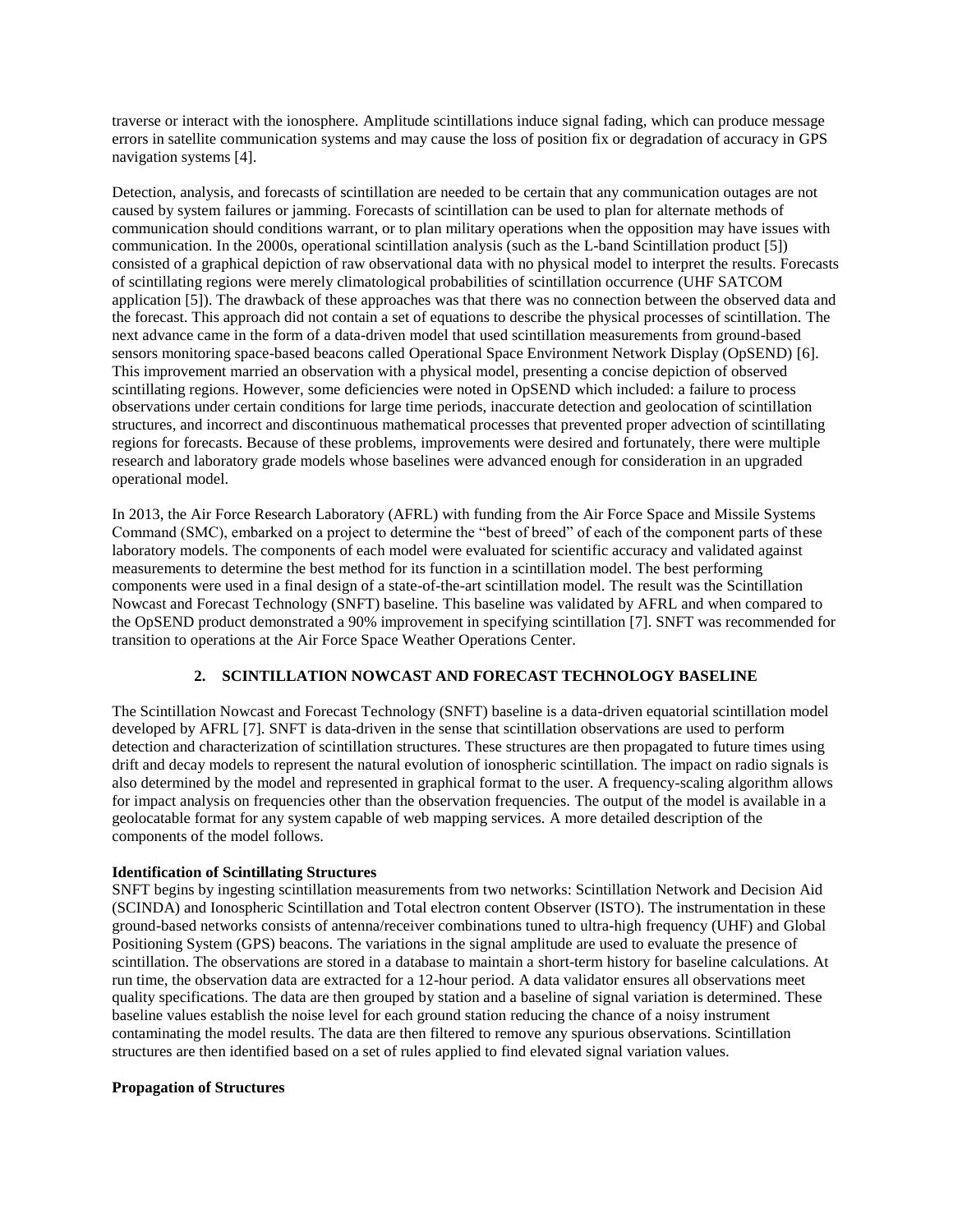traverse or interact with the ionosphere. Amplitude scintillations induce signal fading, which can produce message errors in satellite communication systems and may cause the loss of position fix or degradation of accuracy in GPS navigation systems [4].

Detection, analysis, and forecasts of scintillation are needed to be certain that any communication outages are not caused by system failures or jamming. Forecasts of scintillation can be used to plan for alternate methods of communication should conditions warrant, or to plan military operations when the opposition may have issues with communication. In the 2000s, operational scintillation analysis (such as the L-band Scintillation product [5]) consisted of a graphical depiction of raw observational data with no physical model to interpret the results. Forecasts of scintillating regions were merely climatological probabilities of scintillation occurrence (UHF SATCOM application [5]). The drawback of these approaches was that there was no connection between the observed data and the forecast. This approach did not contain a set of equations to describe the physical processes of scintillation. The next advance came in the form of a data-driven model that used scintillation measurements from ground-based sensors monitoring space-based beacons called Operational Space Environment Network Display (OpSEND) [6]. This improvement married an observation with a physical model, presenting a concise depiction of observed scintillating regions. However, some deficiencies were noted in OpSEND which included: a failure to process observations under certain conditions for large time periods, inaccurate detection and geolocation of scintillation structures, and incorrect and discontinuous mathematical processes that prevented proper advection of scintillating regions for forecasts. Because of these problems, improvements were desired and fortunately, there were multiple research and laboratory grade models whose baselines were advanced enough for consideration in an upgraded operational model.

In 2013, the Air Force Research Laboratory (AFRL) with funding from the Air Force Space and Missile Systems Command (SMC), embarked on a project to determine the "best of breed" of each of the component parts of these laboratory models. The components of each model were evaluated for scientific accuracy and validated against measurements to determine the best method for its function in a scintillation model. The best performing components were used in a final design of a state-of-the-art scintillation model. The result was the Scintillation Nowcast and Forecast Technology (SNFT) baseline. This baseline was validated by AFRL and when compared to the OpSEND product demonstrated a 90% improvement in specifying scintillation [7]. SNFT was recommended for transition to operations at the Air Force Space Weather Operations Center.

## 2. SCINTILLATION NOWCAST AND FORECAST TECHNOLOGY BASELINE

The Scintillation Nowcast and Forecast Technology (SNFT) baseline is a data-driven equatorial scintillation model developed by AFRL [7]. SNFT is data-driven in the sense that scintillation observations are used to perform detection and characterization of scintillation structures. These structures are then propagated to future times using drift and decay models to represent the natural evolution of ionospheric scintillation. The impact on radio signals is also determined by the model and represented in graphical format to the user. A frequency-scaling algorithm allows for impact analysis on frequencies other than the observation frequencies. The output of the model is available in a geolocatable format for any system capable of web mapping services. A more detailed description of the components of the model follows.

**Identification of Scintillating Structures**

SNFT begins by ingesting scintillation measurements from two networks: Scintillation Network and Decision Aid (SCINDA) and Ionospheric Scintillation and Total electron content Observer (ISTO). The instrumentation in these ground-based networks consists of antenna/receiver combinations tuned to ultra-high frequency (UHF) and Global Positioning System (GPS) beacons. The variations in the signal amplitude are used to evaluate the presence of scintillation. The observations are stored in a database to maintain a short-term history for baseline calculations. At run time, the observation data are extracted for a 12-hour period. A data validator ensures all observations meet quality specifications. The data are then grouped by station and a baseline of signal variation is determined. These baseline values establish the noise level for each ground station reducing the chance of a noisy instrument contaminating the model results. The data are then filtered to remove any spurious observations. Scintillation structures are then identified based on a set of rules applied to find elevated signal variation values.

**Propagation of Structures**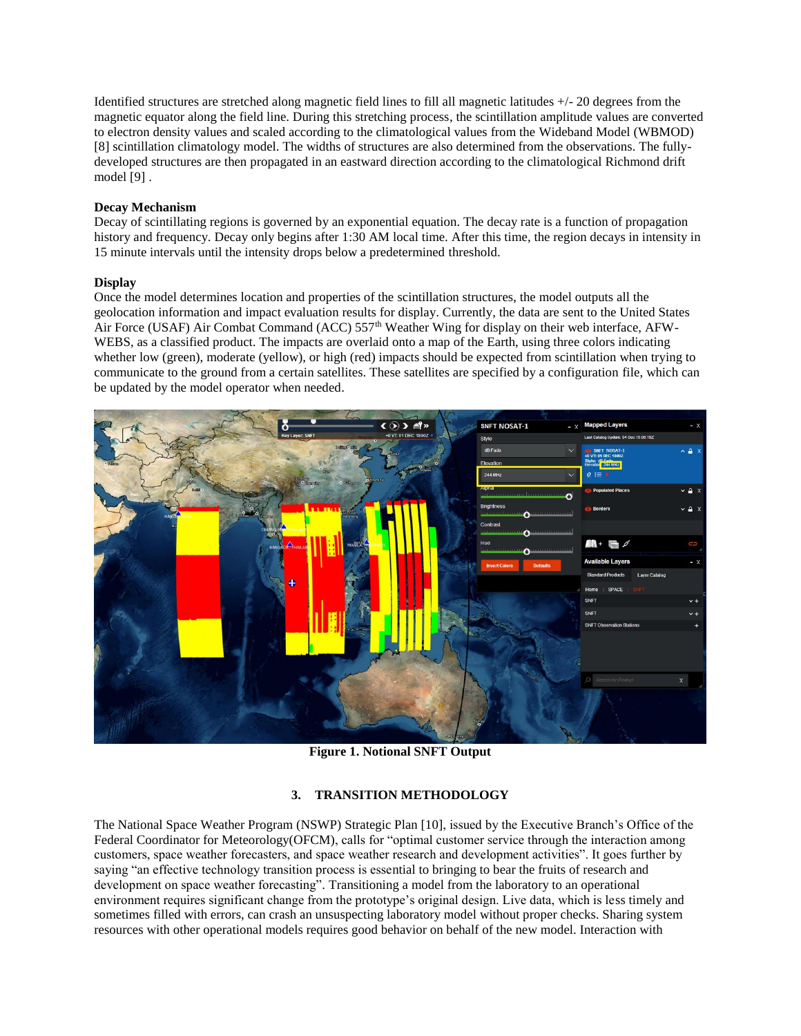Identified structures are stretched along magnetic field lines to fill all magnetic latitudes +/- 20 degrees from the magnetic equator along the field line. During this stretching process, the scintillation amplitude values are converted to electron density values and scaled according to the climatological values from the Wideband Model (WBMOD) [8] scintillation climatology model. The widths of structures are also determined from the observations. The fully-developed structures are then propagated in an eastward direction according to the climatological Richmond drift model [9] .

**Decay Mechanism**

Decay of scintillating regions is governed by an exponential equation. The decay rate is a function of propagation history and frequency. Decay only begins after 1:30 AM local time. After this time, the region decays in intensity in 15 minute intervals until the intensity drops below a predetermined threshold.

**Display**

Once the model determines location and properties of the scintillation structures, the model outputs all the geolocation information and impact evaluation results for display. Currently, the data are sent to the United States Air Force (USAF) Air Combat Command (ACC) 557th Weather Wing for display on their web interface, AFW-WEBS, as a classified product. The impacts are overlaid onto a map of the Earth, using three colors indicating whether low (green), moderate (yellow), or high (red) impacts should be expected from scintillation when trying to communicate to the ground from a certain satellites. These satellites are specified by a configuration file, which can be updated by the model operator when needed.

**Figure 1. Notional SNFT Output**

## 3. TRANSITION METHODOLOGY

The National Space Weather Program (NSWP) Strategic Plan [10], issued by the Executive Branch's Office of the Federal Coordinator for Meteorology(OFCM), calls for "optimal customer service through the interaction among customers, space weather forecasters, and space weather research and development activities". It goes further by saying "an effective technology transition process is essential to bringing to bear the fruits of research and development on space weather forecasting". Transitioning a model from the laboratory to an operational environment requires significant change from the prototype's original design. Live data, which is less timely and sometimes filled with errors, can crash an unsuspecting laboratory model without proper checks. Sharing system resources with other operational models requires good behavior on behalf of the new model. Interaction with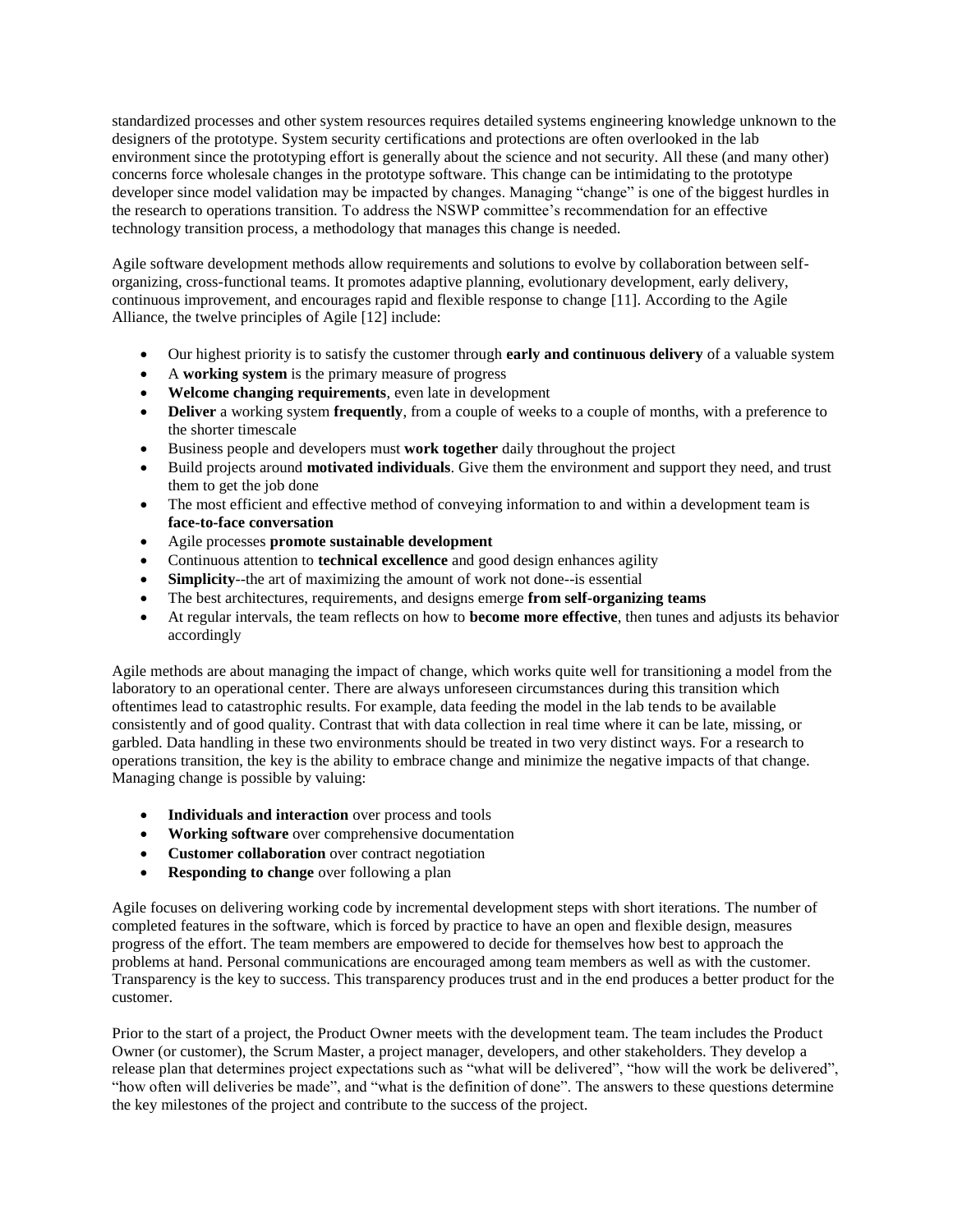standardized processes and other system resources requires detailed systems engineering knowledge unknown to the designers of the prototype. System security certifications and protections are often overlooked in the lab environment since the prototyping effort is generally about the science and not security. All these (and many other) concerns force wholesale changes in the prototype software. This change can be intimidating to the prototype developer since model validation may be impacted by changes. Managing "change" is one of the biggest hurdles in the research to operations transition. To address the NSWP committee's recommendation for an effective technology transition process, a methodology that manages this change is needed.

Agile software development methods allow requirements and solutions to evolve by collaboration between self-organizing, cross-functional teams. It promotes adaptive planning, evolutionary development, early delivery, continuous improvement, and encourages rapid and flexible response to change [11]. According to the Agile Alliance, the twelve principles of Agile [12] include:

- Our highest priority is to satisfy the customer through **early and continuous delivery** of a valuable system
- A **working system** is the primary measure of progress
- **Welcome changing requirements**, even late in development
- **Deliver** a working system **frequently**, from a couple of weeks to a couple of months, with a preference to the shorter timescale
- Business people and developers must **work together** daily throughout the project
- Build projects around **motivated individuals**. Give them the environment and support they need, and trust them to get the job done
- The most efficient and effective method of conveying information to and within a development team is **face-to-face conversation**
- Agile processes **promote sustainable development**
- Continuous attention to **technical excellence** and good design enhances agility
- **Simplicity**--the art of maximizing the amount of work not done--is essential
- The best architectures, requirements, and designs emerge **from self-organizing teams**
- At regular intervals, the team reflects on how to **become more effective**, then tunes and adjusts its behavior accordingly

Agile methods are about managing the impact of change, which works quite well for transitioning a model from the laboratory to an operational center. There are always unforeseen circumstances during this transition which oftentimes lead to catastrophic results. For example, data feeding the model in the lab tends to be available consistently and of good quality. Contrast that with data collection in real time where it can be late, missing, or garbled. Data handling in these two environments should be treated in two very distinct ways. For a research to operations transition, the key is the ability to embrace change and minimize the negative impacts of that change. Managing change is possible by valuing:

- **Individuals and interaction** over process and tools
- **Working software** over comprehensive documentation
- **Customer collaboration** over contract negotiation
- **Responding to change** over following a plan

Agile focuses on delivering working code by incremental development steps with short iterations. The number of completed features in the software, which is forced by practice to have an open and flexible design, measures progress of the effort. The team members are empowered to decide for themselves how best to approach the problems at hand. Personal communications are encouraged among team members as well as with the customer. Transparency is the key to success. This transparency produces trust and in the end produces a better product for the customer.

Prior to the start of a project, the Product Owner meets with the development team. The team includes the Product Owner (or customer), the Scrum Master, a project manager, developers, and other stakeholders. They develop a release plan that determines project expectations such as "what will be delivered", "how will the work be delivered", "how often will deliveries be made", and "what is the definition of done". The answers to these questions determine the key milestones of the project and contribute to the success of the project.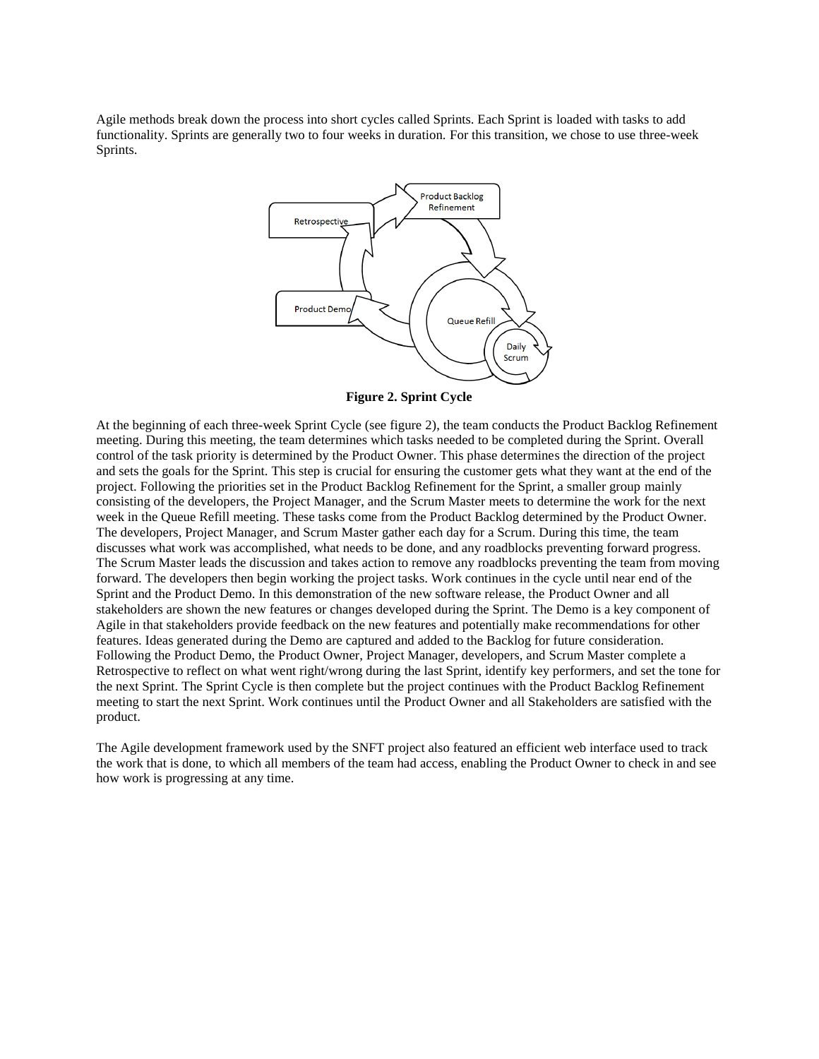Agile methods break down the process into short cycles called Sprints. Each Sprint is loaded with tasks to add functionality. Sprints are generally two to four weeks in duration. For this transition, we chose to use three-week Sprints.

**Figure 2. Sprint Cycle**

At the beginning of each three-week Sprint Cycle (see figure 2), the team conducts the Product Backlog Refinement meeting. During this meeting, the team determines which tasks needed to be completed during the Sprint. Overall control of the task priority is determined by the Product Owner. This phase determines the direction of the project and sets the goals for the Sprint. This step is crucial for ensuring the customer gets what they want at the end of the project. Following the priorities set in the Product Backlog Refinement for the Sprint, a smaller group mainly consisting of the developers, the Project Manager, and the Scrum Master meets to determine the work for the next week in the Queue Refill meeting. These tasks come from the Product Backlog determined by the Product Owner. The developers, Project Manager, and Scrum Master gather each day for a Scrum. During this time, the team discusses what work was accomplished, what needs to be done, and any roadblocks preventing forward progress. The Scrum Master leads the discussion and takes action to remove any roadblocks preventing the team from moving forward. The developers then begin working the project tasks. Work continues in the cycle until near end of the Sprint and the Product Demo. In this demonstration of the new software release, the Product Owner and all stakeholders are shown the new features or changes developed during the Sprint. The Demo is a key component of Agile in that stakeholders provide feedback on the new features and potentially make recommendations for other features. Ideas generated during the Demo are captured and added to the Backlog for future consideration. Following the Product Demo, the Product Owner, Project Manager, developers, and Scrum Master complete a Retrospective to reflect on what went right/wrong during the last Sprint, identify key performers, and set the tone for the next Sprint. The Sprint Cycle is then complete but the project continues with the Product Backlog Refinement meeting to start the next Sprint. Work continues until the Product Owner and all Stakeholders are satisfied with the product.

The Agile development framework used by the SNFT project also featured an efficient web interface used to track the work that is done, to which all members of the team had access, enabling the Product Owner to check in and see how work is progressing at any time.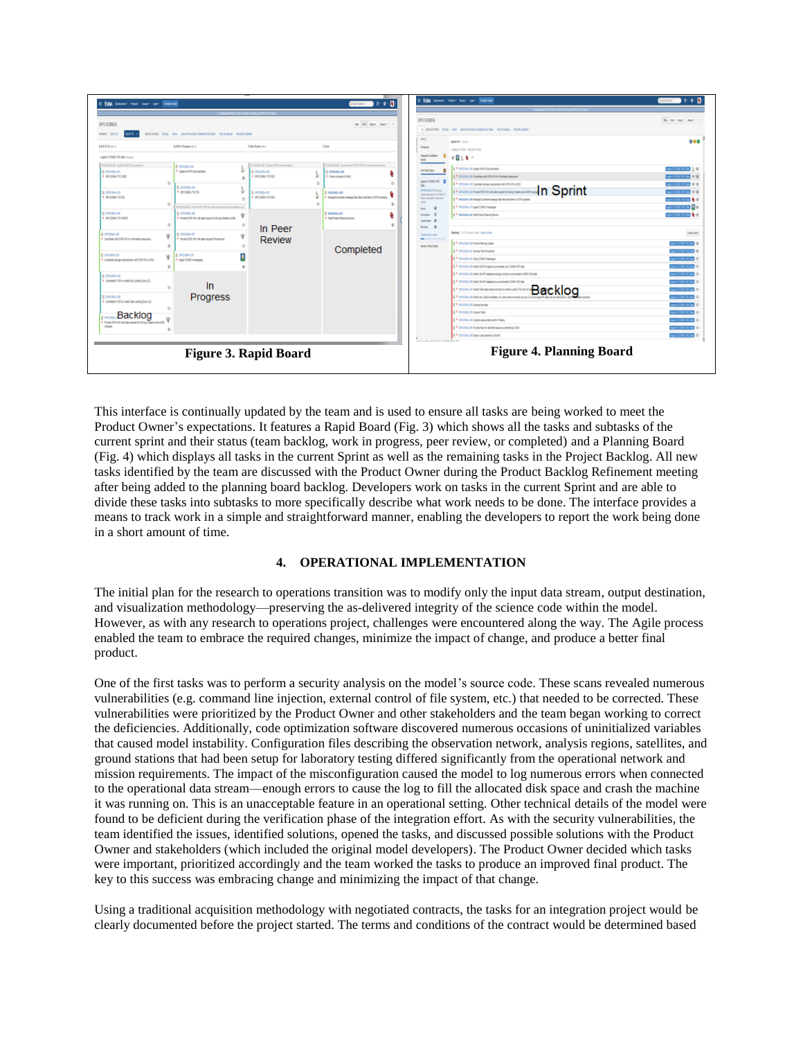Figure 3. Rapid Board

Figure 4. Planning Board

This interface is continually updated by the team and is used to ensure all tasks are being worked to meet the Product Owner's expectations. It features a Rapid Board (Fig. 3) which shows all the tasks and subtasks of the current sprint and their status (team backlog, work in progress, peer review, or completed) and a Planning Board (Fig. 4) which displays all tasks in the current Sprint as well as the remaining tasks in the Project Backlog. All new tasks identified by the team are discussed with the Product Owner during the Product Backlog Refinement meeting after being added to the planning board backlog. Developers work on tasks in the current Sprint and are able to divide these tasks into subtasks to more specifically describe what work needs to be done. The interface provides a means to track work in a simple and straightforward manner, enabling the developers to report the work being done in a short amount of time.

## 4. OPERATIONAL IMPLEMENTATION

The initial plan for the research to operations transition was to modify only the input data stream, output destination, and visualization methodology—preserving the as-delivered integrity of the science code within the model. However, as with any research to operations project, challenges were encountered along the way. The Agile process enabled the team to embrace the required changes, minimize the impact of change, and produce a better final product.

One of the first tasks was to perform a security analysis on the model's source code. These scans revealed numerous vulnerabilities (e.g. command line injection, external control of file system, etc.) that needed to be corrected. These vulnerabilities were prioritized by the Product Owner and other stakeholders and the team began working to correct the deficiencies. Additionally, code optimization software discovered numerous occasions of uninitialized variables that caused model instability. Configuration files describing the observation network, analysis regions, satellites, and ground stations that had been setup for laboratory testing differed significantly from the operational network and mission requirements. The impact of the misconfiguration caused the model to log numerous errors when connected to the operational data stream—enough errors to cause the log to fill the allocated disk space and crash the machine it was running on. This is an unacceptable feature in an operational setting. Other technical details of the model were found to be deficient during the verification phase of the integration effort. As with the security vulnerabilities, the team identified the issues, identified solutions, opened the tasks, and discussed possible solutions with the Product Owner and stakeholders (which included the original model developers). The Product Owner decided which tasks were important, prioritized accordingly and the team worked the tasks to produce an improved final product. The key to this success was embracing change and minimizing the impact of that change.

Using a traditional acquisition methodology with negotiated contracts, the tasks for an integration project would be clearly documented before the project started. The terms and conditions of the contract would be determined based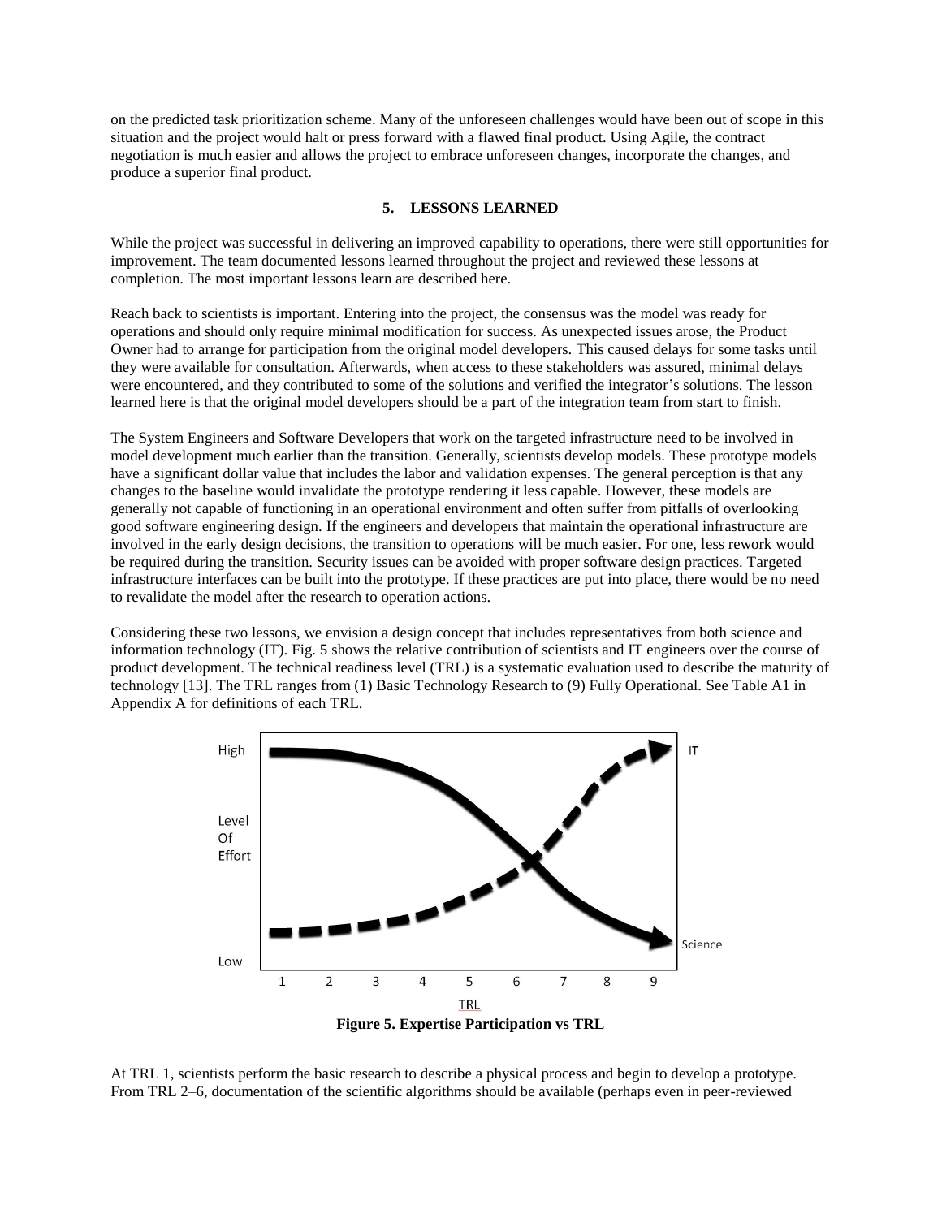on the predicted task prioritization scheme. Many of the unforeseen challenges would have been out of scope in this situation and the project would halt or press forward with a flawed final product. Using Agile, the contract negotiation is much easier and allows the project to embrace unforeseen changes, incorporate the changes, and produce a superior final product.

## 5. LESSONS LEARNED

While the project was successful in delivering an improved capability to operations, there were still opportunities for improvement. The team documented lessons learned throughout the project and reviewed these lessons at completion. The most important lessons learn are described here.

Reach back to scientists is important. Entering into the project, the consensus was the model was ready for operations and should only require minimal modification for success. As unexpected issues arose, the Product Owner had to arrange for participation from the original model developers. This caused delays for some tasks until they were available for consultation. Afterwards, when access to these stakeholders was assured, minimal delays were encountered, and they contributed to some of the solutions and verified the integrator's solutions. The lesson learned here is that the original model developers should be a part of the integration team from start to finish.

The System Engineers and Software Developers that work on the targeted infrastructure need to be involved in model development much earlier than the transition. Generally, scientists develop models. These prototype models have a significant dollar value that includes the labor and validation expenses. The general perception is that any changes to the baseline would invalidate the prototype rendering it less capable. However, these models are generally not capable of functioning in an operational environment and often suffer from pitfalls of overlooking good software engineering design. If the engineers and developers that maintain the operational infrastructure are involved in the early design decisions, the transition to operations will be much easier. For one, less rework would be required during the transition. Security issues can be avoided with proper software design practices. Targeted infrastructure interfaces can be built into the prototype. If these practices are put into place, there would be no need to revalidate the model after the research to operation actions.

Considering these two lessons, we envision a design concept that includes representatives from both science and information technology (IT). Fig. 5 shows the relative contribution of scientists and IT engineers over the course of product development. The technical readiness level (TRL) is a systematic evaluation used to describe the maturity of technology [13]. The TRL ranges from (1) Basic Technology Research to (9) Fully Operational. See Table A1 in Appendix A for definitions of each TRL.

**Figure 5. Expertise Participation vs TRL**

At TRL 1, scientists perform the basic research to describe a physical process and begin to develop a prototype. From TRL 2–6, documentation of the scientific algorithms should be available (perhaps even in peer-reviewed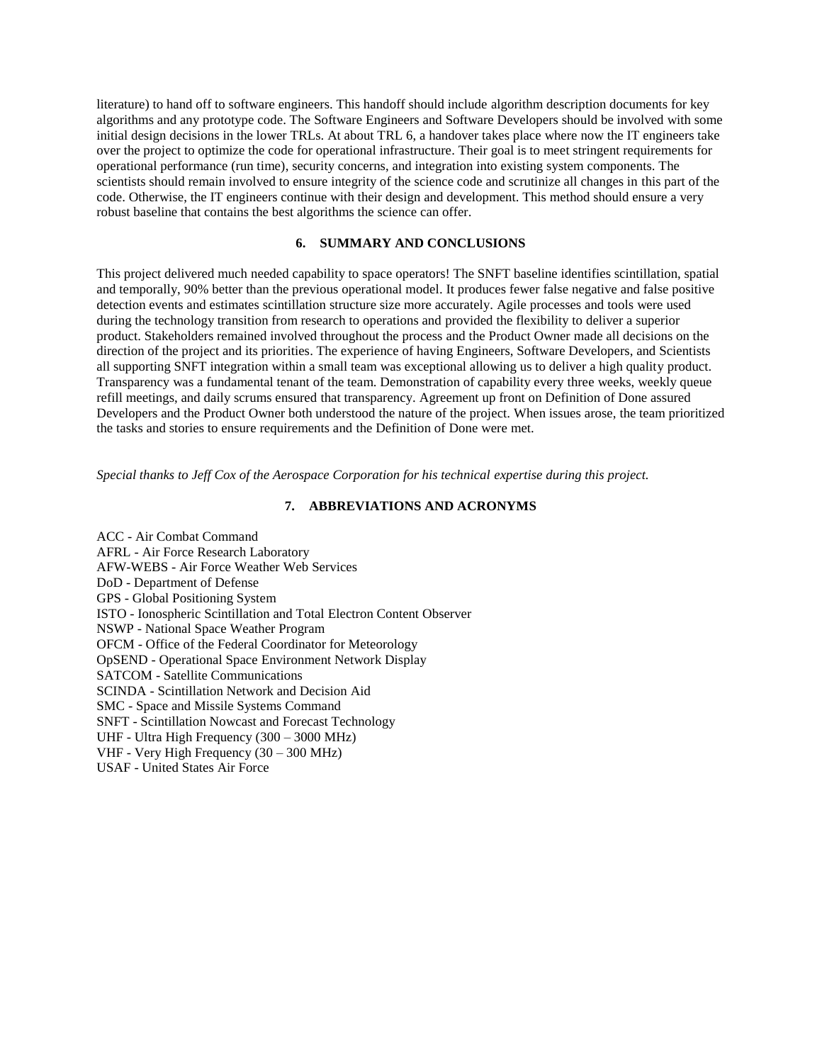literature) to hand off to software engineers. This handoff should include algorithm description documents for key algorithms and any prototype code. The Software Engineers and Software Developers should be involved with some initial design decisions in the lower TRLs. At about TRL 6, a handover takes place where now the IT engineers take over the project to optimize the code for operational infrastructure. Their goal is to meet stringent requirements for operational performance (run time), security concerns, and integration into existing system components. The scientists should remain involved to ensure integrity of the science code and scrutinize all changes in this part of the code. Otherwise, the IT engineers continue with their design and development. This method should ensure a very robust baseline that contains the best algorithms the science can offer.

## 6. SUMMARY AND CONCLUSIONS

This project delivered much needed capability to space operators! The SNFT baseline identifies scintillation, spatial and temporally, 90% better than the previous operational model. It produces fewer false negative and false positive detection events and estimates scintillation structure size more accurately. Agile processes and tools were used during the technology transition from research to operations and provided the flexibility to deliver a superior product. Stakeholders remained involved throughout the process and the Product Owner made all decisions on the direction of the project and its priorities. The experience of having Engineers, Software Developers, and Scientists all supporting SNFT integration within a small team was exceptional allowing us to deliver a high quality product. Transparency was a fundamental tenant of the team. Demonstration of capability every three weeks, weekly queue refill meetings, and daily scrums ensured that transparency. Agreement up front on Definition of Done assured Developers and the Product Owner both understood the nature of the project. When issues arose, the team prioritized the tasks and stories to ensure requirements and the Definition of Done were met.

*Special thanks to Jeff Cox of the Aerospace Corporation for his technical expertise during this project.*

## 7. ABBREVIATIONS AND ACRONYMS

ACC - Air Combat Command
AFRL - Air Force Research Laboratory
AFW-WEBS - Air Force Weather Web Services
DoD - Department of Defense
GPS - Global Positioning System
ISTO - Ionospheric Scintillation and Total Electron Content Observer
NSWP - National Space Weather Program
OFCM - Office of the Federal Coordinator for Meteorology
OpSEND - Operational Space Environment Network Display
SATCOM - Satellite Communications
SCINDA - Scintillation Network and Decision Aid
SMC - Space and Missile Systems Command
SNFT - Scintillation Nowcast and Forecast Technology
UHF - Ultra High Frequency (300 – 3000 MHz)
VHF - Very High Frequency (30 – 300 MHz)
USAF - United States Air Force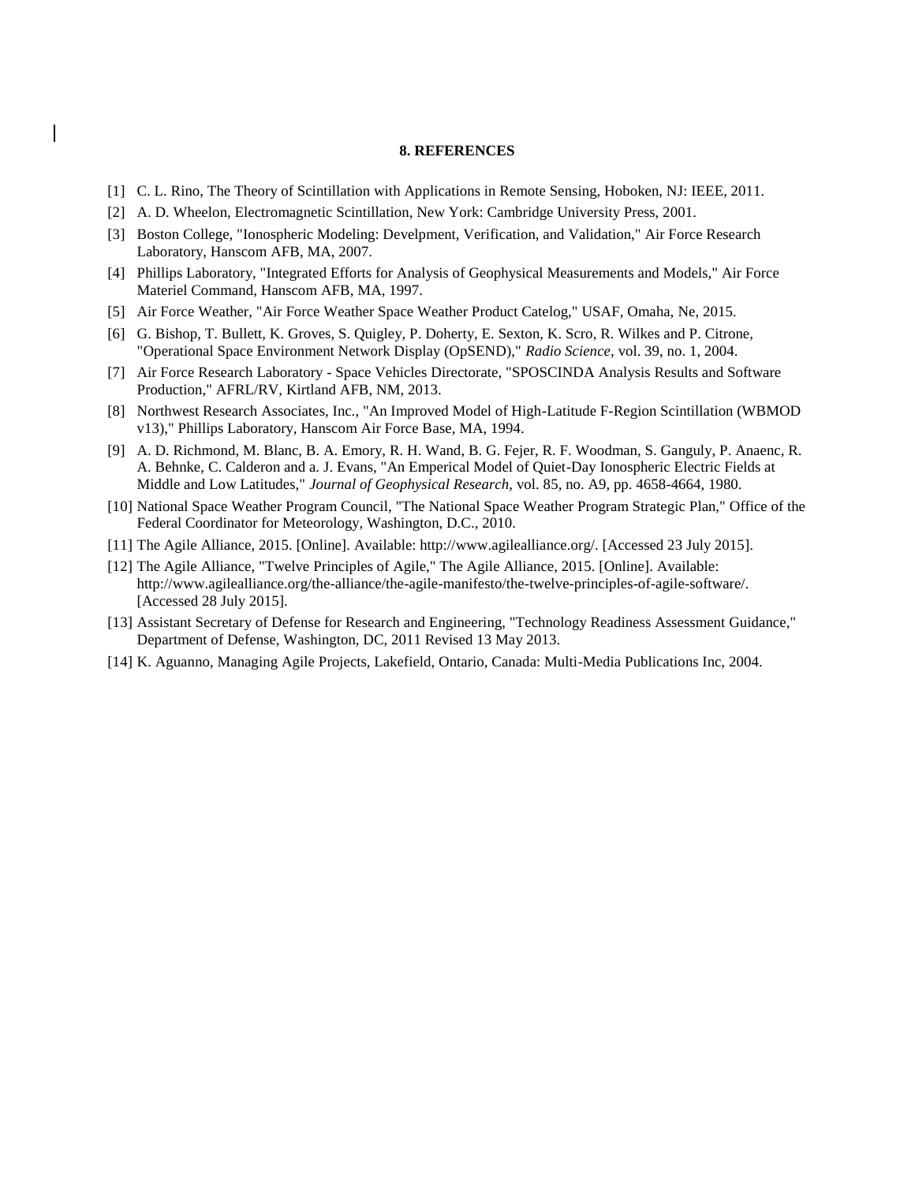## 8. REFERENCES

[1] C. L. Rino, The Theory of Scintillation with Applications in Remote Sensing, Hoboken, NJ: IEEE, 2011.

[2] A. D. Wheelon, Electromagnetic Scintillation, New York: Cambridge University Press, 2001.

[3] Boston College, "Ionospheric Modeling: Develpment, Verification, and Validation," Air Force Research Laboratory, Hanscom AFB, MA, 2007.

[4] Phillips Laboratory, "Integrated Efforts for Analysis of Geophysical Measurements and Models," Air Force Materiel Command, Hanscom AFB, MA, 1997.

[5] Air Force Weather, "Air Force Weather Space Weather Product Catelog," USAF, Omaha, Ne, 2015.

[6] G. Bishop, T. Bullett, K. Groves, S. Quigley, P. Doherty, E. Sexton, K. Scro, R. Wilkes and P. Citrone, "Operational Space Environment Network Display (OpSEND)," *Radio Science,* vol. 39, no. 1, 2004.

[7] Air Force Research Laboratory - Space Vehicles Directorate, "SPOSCINDA Analysis Results and Software Production," AFRL/RV, Kirtland AFB, NM, 2013.

[8] Northwest Research Associates, Inc., "An Improved Model of High-Latitude F-Region Scintillation (WBMOD v13)," Phillips Laboratory, Hanscom Air Force Base, MA, 1994.

[9] A. D. Richmond, M. Blanc, B. A. Emory, R. H. Wand, B. G. Fejer, R. F. Woodman, S. Ganguly, P. Anaenc, R. A. Behnke, C. Calderon and a. J. Evans, "An Emperical Model of Quiet-Day Ionospheric Electric Fields at Middle and Low Latitudes," *Journal of Geophysical Research,* vol. 85, no. A9, pp. 4658-4664, 1980.

[10] National Space Weather Program Council, "The National Space Weather Program Strategic Plan," Office of the Federal Coordinator for Meteorology, Washington, D.C., 2010.

[11] The Agile Alliance, 2015. [Online]. Available: http://www.agilealliance.org/. [Accessed 23 July 2015].

[12] The Agile Alliance, "Twelve Principles of Agile," The Agile Alliance, 2015. [Online]. Available: http://www.agilealliance.org/the-alliance/the-agile-manifesto/the-twelve-principles-of-agile-software/. [Accessed 28 July 2015].

[13] Assistant Secretary of Defense for Research and Engineering, "Technology Readiness Assessment Guidance," Department of Defense, Washington, DC, 2011 Revised 13 May 2013.

[14] K. Aguanno, Managing Agile Projects, Lakefield, Ontario, Canada: Multi-Media Publications Inc, 2004.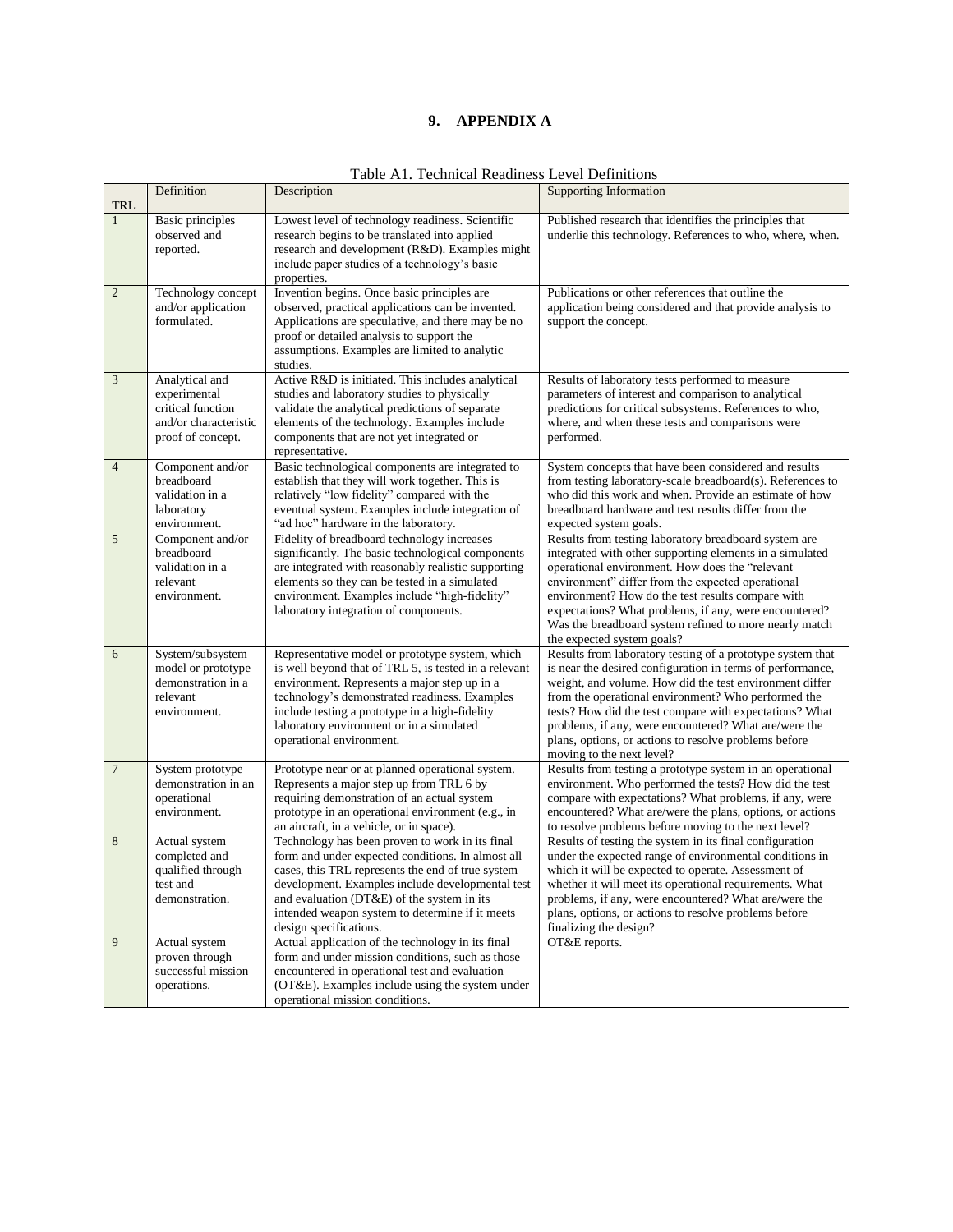# 9. APPENDIX A

Table A1. Technical Readiness Level Definitions

| TRL | Definition | Description | Supporting Information |
|---|---|---|---|
| 1 | Basic principles observed and reported. | Lowest level of technology readiness. Scientific research begins to be translated into applied research and development (R&D). Examples might include paper studies of a technology's basic properties. | Published research that identifies the principles that underlie this technology. References to who, where, when. |
| 2 | Technology concept and/or application formulated. | Invention begins. Once basic principles are observed, practical applications can be invented. Applications are speculative, and there may be no proof or detailed analysis to support the assumptions. Examples are limited to analytic studies. | Publications or other references that outline the application being considered and that provide analysis to support the concept. |
| 3 | Analytical and experimental critical function and/or characteristic proof of concept. | Active R&D is initiated. This includes analytical studies and laboratory studies to physically validate the analytical predictions of separate elements of the technology. Examples include components that are not yet integrated or representative. | Results of laboratory tests performed to measure parameters of interest and comparison to analytical predictions for critical subsystems. References to who, where, and when these tests and comparisons were performed. |
| 4 | Component and/or breadboard validation in a laboratory environment. | Basic technological components are integrated to establish that they will work together. This is relatively "low fidelity" compared with the eventual system. Examples include integration of "ad hoc" hardware in the laboratory. | System concepts that have been considered and results from testing laboratory-scale breadboard(s). References to who did this work and when. Provide an estimate of how breadboard hardware and test results differ from the expected system goals. |
| 5 | Component and/or breadboard validation in a relevant environment. | Fidelity of breadboard technology increases significantly. The basic technological components are integrated with reasonably realistic supporting elements so they can be tested in a simulated environment. Examples include "high-fidelity" laboratory integration of components. | Results from testing laboratory breadboard system are integrated with other supporting elements in a simulated operational environment. How does the "relevant environment" differ from the expected operational environment? How do the test results compare with expectations? What problems, if any, were encountered? Was the breadboard system refined to more nearly match the expected system goals? |
| 6 | System/subsystem model or prototype demonstration in a relevant environment. | Representative model or prototype system, which is well beyond that of TRL 5, is tested in a relevant environment. Represents a major step up in a technology's demonstrated readiness. Examples include testing a prototype in a high-fidelity laboratory environment or in a simulated operational environment. | Results from laboratory testing of a prototype system that is near the desired configuration in terms of performance, weight, and volume. How did the test environment differ from the operational environment? Who performed the tests? How did the test compare with expectations? What problems, if any, were encountered? What are/were the plans, options, or actions to resolve problems before moving to the next level? |
| 7 | System prototype demonstration in an operational environment. | Prototype near or at planned operational system. Represents a major step up from TRL 6 by requiring demonstration of an actual system prototype in an operational environment (e.g., in an aircraft, in a vehicle, or in space). | Results from testing a prototype system in an operational environment. Who performed the tests? How did the test compare with expectations? What problems, if any, were encountered? What are/were the plans, options, or actions to resolve problems before moving to the next level? |
| 8 | Actual system completed and qualified through test and demonstration. | Technology has been proven to work in its final form and under expected conditions. In almost all cases, this TRL represents the end of true system development. Examples include developmental test and evaluation (DT&E) of the system in its intended weapon system to determine if it meets design specifications. | Results of testing the system in its final configuration under the expected range of environmental conditions in which it will be expected to operate. Assessment of whether it will meet its operational requirements. What problems, if any, were encountered? What are/were the plans, options, or actions to resolve problems before finalizing the design? |
| 9 | Actual system proven through successful mission operations. | Actual application of the technology in its final form and under mission conditions, such as those encountered in operational test and evaluation (OT&E). Examples include using the system under operational mission conditions. | OT&E reports. |